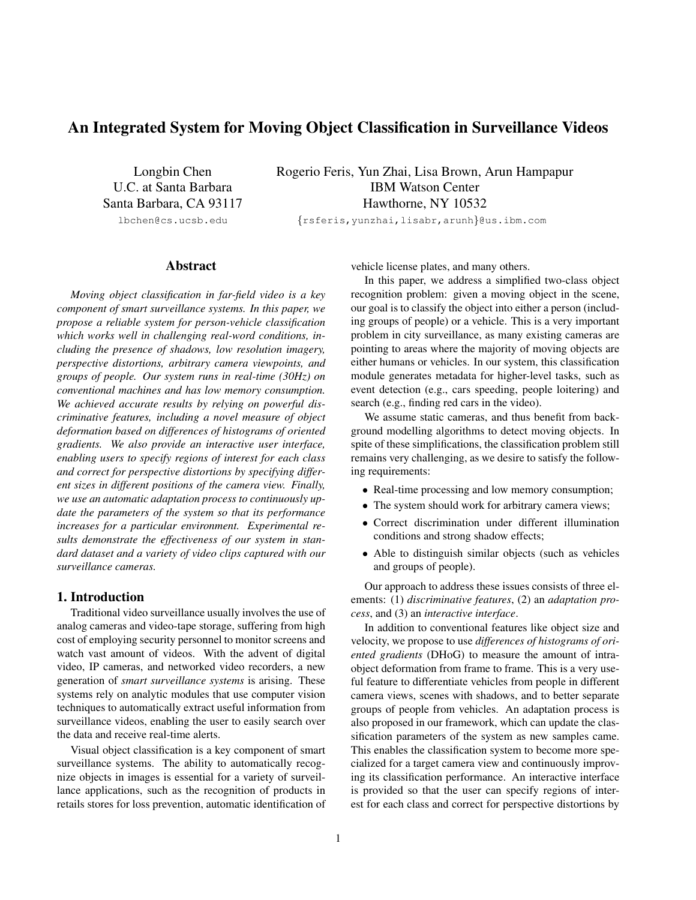# An Integrated System for Moving Object Classification in Surveillance Videos

Longbin Chen
U.C. at Santa Barbara
Santa Barbara, CA 93117
lbchen@cs.ucsb.edu

Rogerio Feris, Yun Zhai, Lisa Brown, Arun Hampapur
IBM Watson Center
Hawthorne, NY 10532
{rsferis,yunzhai,lisabr,arunh}@us.ibm.com

## Abstract

*Moving object classification in far-field video is a key component of smart surveillance systems. In this paper, we propose a reliable system for person-vehicle classification which works well in challenging real-word conditions, including the presence of shadows, low resolution imagery, perspective distortions, arbitrary camera viewpoints, and groups of people. Our system runs in real-time (30Hz) on conventional machines and has low memory consumption. We achieved accurate results by relying on powerful discriminative features, including a novel measure of object deformation based on differences of histograms of oriented gradients. We also provide an interactive user interface, enabling users to specify regions of interest for each class and correct for perspective distortions by specifying different sizes in different positions of the camera view. Finally, we use an automatic adaptation process to continuously update the parameters of the system so that its performance increases for a particular environment. Experimental results demonstrate the effectiveness of our system in standard dataset and a variety of video clips captured with our surveillance cameras.*

## 1. Introduction

Traditional video surveillance usually involves the use of analog cameras and video-tape storage, suffering from high cost of employing security personnel to monitor screens and watch vast amount of videos. With the advent of digital video, IP cameras, and networked video recorders, a new generation of *smart surveillance systems* is arising. These systems rely on analytic modules that use computer vision techniques to automatically extract useful information from surveillance videos, enabling the user to easily search over the data and receive real-time alerts.

Visual object classification is a key component of smart surveillance systems. The ability to automatically recognize objects in images is essential for a variety of surveillance applications, such as the recognition of products in retails stores for loss prevention, automatic identification of vehicle license plates, and many others.

In this paper, we address a simplified two-class object recognition problem: given a moving object in the scene, our goal is to classify the object into either a person (including groups of people) or a vehicle. This is a very important problem in city surveillance, as many existing cameras are pointing to areas where the majority of moving objects are either humans or vehicles. In our system, this classification module generates metadata for higher-level tasks, such as event detection (e.g., cars speeding, people loitering) and search (e.g., finding red cars in the video).

We assume static cameras, and thus benefit from background modelling algorithms to detect moving objects. In spite of these simplifications, the classification problem still remains very challenging, as we desire to satisfy the following requirements:

- Real-time processing and low memory consumption;
- The system should work for arbitrary camera views;
- Correct discrimination under different illumination conditions and strong shadow effects;
- Able to distinguish similar objects (such as vehicles and groups of people).

Our approach to address these issues consists of three elements: (1) *discriminative features*, (2) an *adaptation process*, and (3) an *interactive interface*.

In addition to conventional features like object size and velocity, we propose to use *differences of histograms of oriented gradients* (DHoG) to measure the amount of intra-object deformation from frame to frame. This is a very useful feature to differentiate vehicles from people in different camera views, scenes with shadows, and to better separate groups of people from vehicles. An adaptation process is also proposed in our framework, which can update the classification parameters of the system as new samples came. This enables the classification system to become more specialized for a target camera view and continuously improving its classification performance. An interactive interface is provided so that the user can specify regions of interest for each class and correct for perspective distortions by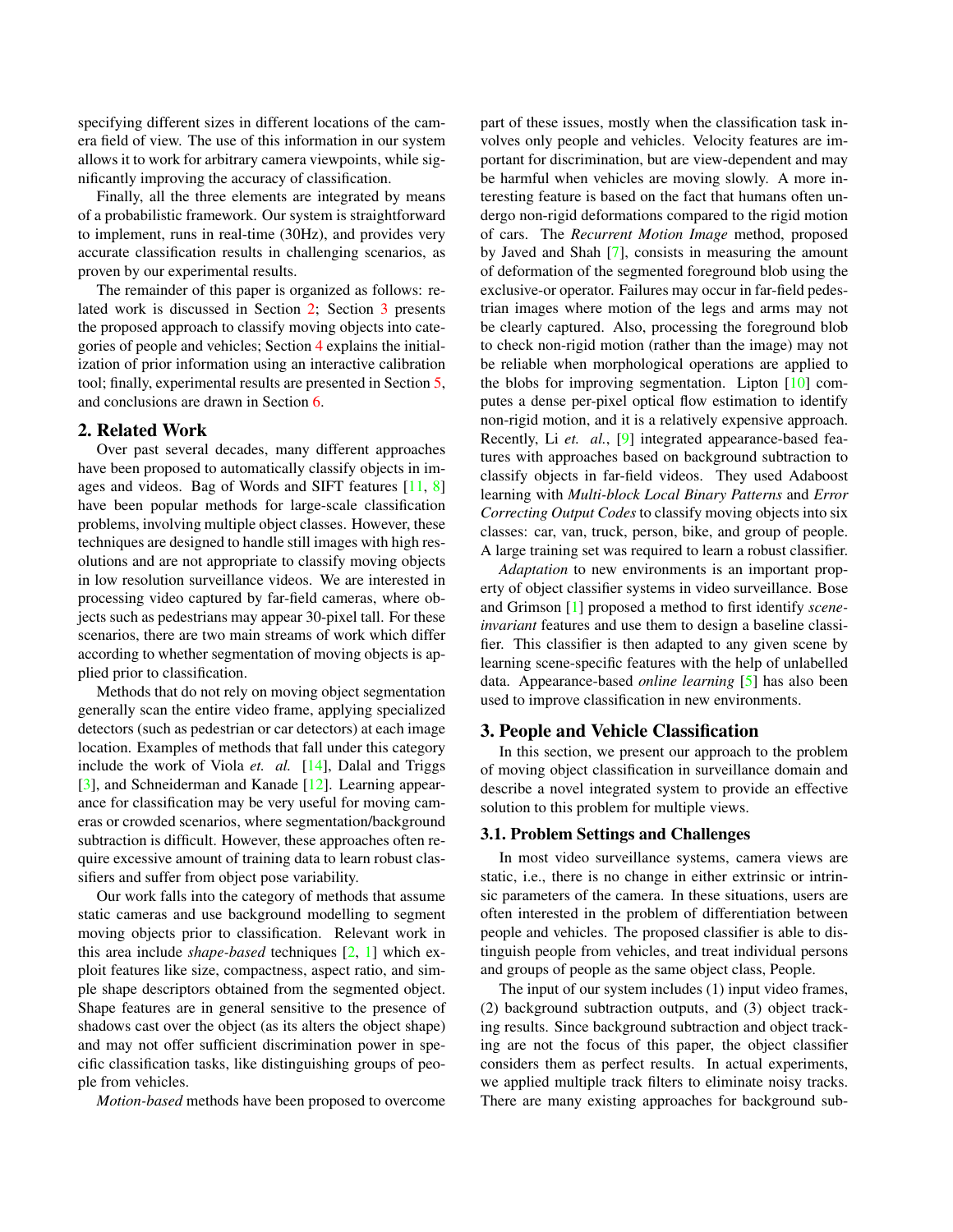specifying different sizes in different locations of the camera field of view. The use of this information in our system allows it to work for arbitrary camera viewpoints, while significantly improving the accuracy of classification.

Finally, all the three elements are integrated by means of a probabilistic framework. Our system is straightforward to implement, runs in real-time (30Hz), and provides very accurate classification results in challenging scenarios, as proven by our experimental results.

The remainder of this paper is organized as follows: related work is discussed in Section 2; Section 3 presents the proposed approach to classify moving objects into categories of people and vehicles; Section 4 explains the initialization of prior information using an interactive calibration tool; finally, experimental results are presented in Section 5, and conclusions are drawn in Section 6.

## 2. Related Work

Over past several decades, many different approaches have been proposed to automatically classify objects in images and videos. Bag of Words and SIFT features [11, 8] have been popular methods for large-scale classification problems, involving multiple object classes. However, these techniques are designed to handle still images with high resolutions and are not appropriate to classify moving objects in low resolution surveillance videos. We are interested in processing video captured by far-field cameras, where objects such as pedestrians may appear 30-pixel tall. For these scenarios, there are two main streams of work which differ according to whether segmentation of moving objects is applied prior to classification.

Methods that do not rely on moving object segmentation generally scan the entire video frame, applying specialized detectors (such as pedestrian or car detectors) at each image location. Examples of methods that fall under this category include the work of Viola *et. al.* [14], Dalal and Triggs [3], and Schneiderman and Kanade [12]. Learning appearance for classification may be very useful for moving cameras or crowded scenarios, where segmentation/background subtraction is difficult. However, these approaches often require excessive amount of training data to learn robust classifiers and suffer from object pose variability.

Our work falls into the category of methods that assume static cameras and use background modelling to segment moving objects prior to classification. Relevant work in this area include *shape-based* techniques [2, 1] which exploit features like size, compactness, aspect ratio, and simple shape descriptors obtained from the segmented object. Shape features are in general sensitive to the presence of shadows cast over the object (as its alters the object shape) and may not offer sufficient discrimination power in specific classification tasks, like distinguishing groups of people from vehicles.

*Motion-based* methods have been proposed to overcome part of these issues, mostly when the classification task involves only people and vehicles. Velocity features are important for discrimination, but are view-dependent and may be harmful when vehicles are moving slowly. A more interesting feature is based on the fact that humans often undergo non-rigid deformations compared to the rigid motion of cars. The *Recurrent Motion Image* method, proposed by Javed and Shah [7], consists in measuring the amount of deformation of the segmented foreground blob using the exclusive-or operator. Failures may occur in far-field pedestrian images where motion of the legs and arms may not be clearly captured. Also, processing the foreground blob to check non-rigid motion (rather than the image) may not be reliable when morphological operations are applied to the blobs for improving segmentation. Lipton [10] computes a dense per-pixel optical flow estimation to identify non-rigid motion, and it is a relatively expensive approach. Recently, Li *et. al.*, [9] integrated appearance-based features with approaches based on background subtraction to classify objects in far-field videos. They used Adaboost learning with *Multi-block Local Binary Patterns* and *Error Correcting Output Codes* to classify moving objects into six classes: car, van, truck, person, bike, and group of people. A large training set was required to learn a robust classifier.

*Adaptation* to new environments is an important property of object classifier systems in video surveillance. Bose and Grimson [1] proposed a method to first identify *scene-invariant* features and use them to design a baseline classifier. This classifier is then adapted to any given scene by learning scene-specific features with the help of unlabelled data. Appearance-based *online learning* [5] has also been used to improve classification in new environments.

## 3. People and Vehicle Classification

In this section, we present our approach to the problem of moving object classification in surveillance domain and describe a novel integrated system to provide an effective solution to this problem for multiple views.

### 3.1. Problem Settings and Challenges

In most video surveillance systems, camera views are static, i.e., there is no change in either extrinsic or intrinsic parameters of the camera. In these situations, users are often interested in the problem of differentiation between people and vehicles. The proposed classifier is able to distinguish people from vehicles, and treat individual persons and groups of people as the same object class, People.

The input of our system includes (1) input video frames, (2) background subtraction outputs, and (3) object tracking results. Since background subtraction and object tracking are not the focus of this paper, the object classifier considers them as perfect results. In actual experiments, we applied multiple track filters to eliminate noisy tracks. There are many existing approaches for background sub-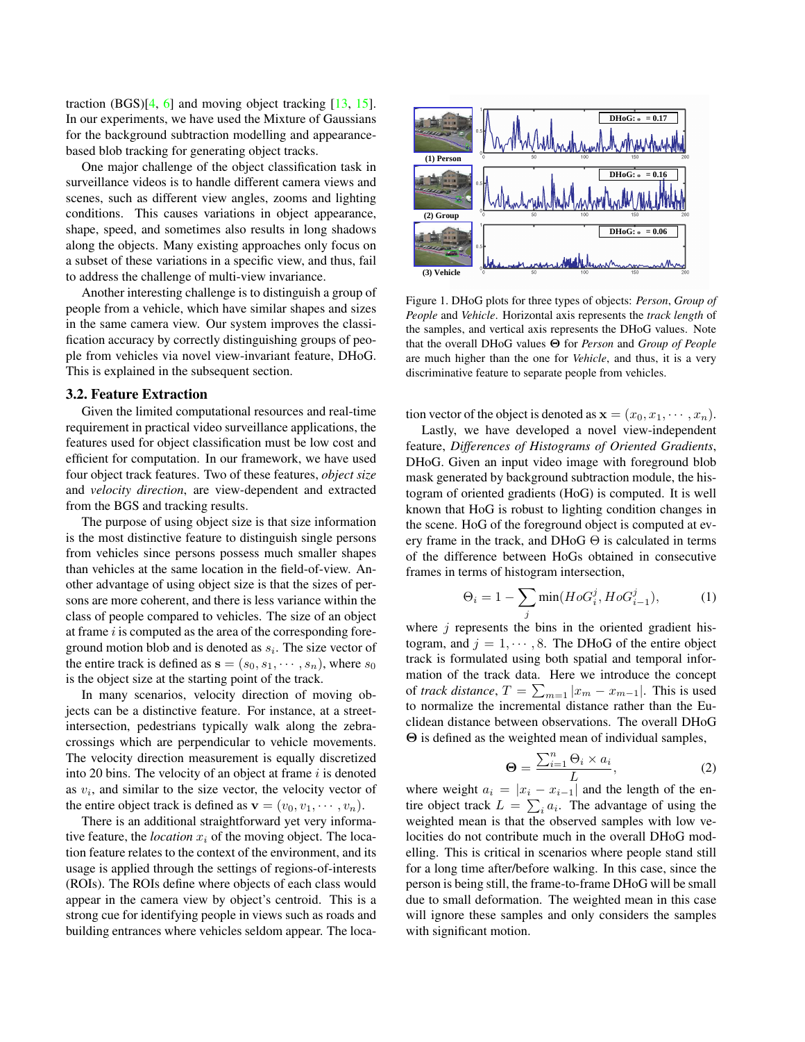traction (BGS)[4, 6] and moving object tracking [13, 15]. In our experiments, we have used the Mixture of Gaussians for the background subtraction modelling and appearance-based blob tracking for generating object tracks.

One major challenge of the object classification task in surveillance videos is to handle different camera views and scenes, such as different view angles, zooms and lighting conditions. This causes variations in object appearance, shape, speed, and sometimes also results in long shadows along the objects. Many existing approaches only focus on a subset of these variations in a specific view, and thus, fail to address the challenge of multi-view invariance.

Another interesting challenge is to distinguish a group of people from a vehicle, which have similar shapes and sizes in the same camera view. Our system improves the classification accuracy by correctly distinguishing groups of people from vehicles via novel view-invariant feature, DHoG. This is explained in the subsequent section.

### 3.2. Feature Extraction

Given the limited computational resources and real-time requirement in practical video surveillance applications, the features used for object classification must be low cost and efficient for computation. In our framework, we have used four object track features. Two of these features, *object size* and *velocity direction*, are view-dependent and extracted from the BGS and tracking results.

The purpose of using object size is that size information is the most distinctive feature to distinguish single persons from vehicles since persons possess much smaller shapes than vehicles at the same location in the field-of-view. Another advantage of using object size is that the sizes of persons are more coherent, and there is less variance within the class of people compared to vehicles. The size of an object at frame $i$ is computed as the area of the corresponding foreground motion blob and is denoted as $s_i$. The size vector of the entire track is defined as $\mathbf{s} = (s_0, s_1, \cdots, s_n)$, where $s_0$ is the object size at the starting point of the track.

In many scenarios, velocity direction of moving objects can be a distinctive feature. For instance, at a street-intersection, pedestrians typically walk along the zebra-crossings which are perpendicular to vehicle movements. The velocity direction measurement is equally discretized into 20 bins. The velocity of an object at frame $i$ is denoted as $v_i$, and similar to the size vector, the velocity vector of the entire object track is defined as $\mathbf{v} = (v_0, v_1, \cdots, v_n)$.

There is an additional straightforward yet very informative feature, the *location* $x_i$ of the moving object. The location feature relates to the context of the environment, and its usage is applied through the settings of regions-of-interests (ROIs). The ROIs define where objects of each class would appear in the camera view by object's centroid. This is a strong cue for identifying people in views such as roads and building entrances where vehicles seldom appear. The location vector of the object is denoted as $\mathbf{x} = (x_0, x_1, \cdots, x_n)$.

(1) Person
DHoG: $\Theta$ = 0.17

(2) Group
DHoG: $\Theta$ = 0.16

(3) Vehicle
DHoG: $\Theta$ = 0.06

Figure 1. DHoG plots for three types of objects: *Person*, *Group of People* and *Vehicle*. Horizontal axis represents the *track length* of the samples, and vertical axis represents the DHoG values. Note that the overall DHoG values $\mathbf{\Theta}$ for *Person* and *Group of People* are much higher than the one for *Vehicle*, and thus, it is a very discriminative feature to separate people from vehicles.

Lastly, we have developed a novel view-independent feature, *Differences of Histograms of Oriented Gradients*, DHoG. Given an input video image with foreground blob mask generated by background subtraction module, the histogram of oriented gradients (HoG) is computed. It is well known that HoG is robust to lighting condition changes in the scene. HoG of the foreground object is computed at every frame in the track, and DHoG $\Theta$ is calculated in terms of the difference between HoGs obtained in consecutive frames in terms of histogram intersection,

$$\Theta_i = 1 - \sum_j \min(HoG_i^j, HoG_{i-1}^j), \tag{1}$$

where $j$ represents the bins in the oriented gradient histogram, and $j = 1, \cdots, 8$. The DHoG of the entire object track is formulated using both spatial and temporal information of the track data. Here we introduce the concept of *track distance*, $T = \sum_{m=1} |x_m - x_{m-1}|$. This is used to normalize the incremental distance rather than the Euclidean distance between observations. The overall DHoG $\mathbf{\Theta}$ is defined as the weighted mean of individual samples,

$$\mathbf{\Theta} = \frac{\sum_{i=1}^{n} \Theta_i \times a_i}{L}, \tag{2}$$

where weight $a_i = |x_i - x_{i-1}|$ and the length of the entire object track $L = \sum_i a_i$. The advantage of using the weighted mean is that the observed samples with low velocities do not contribute much in the overall DHoG modelling. This is critical in scenarios where people stand still for a long time after/before walking. In this case, since the person is being still, the frame-to-frame DHoG will be small due to small deformation. The weighted mean in this case will ignore these samples and only considers the samples with significant motion.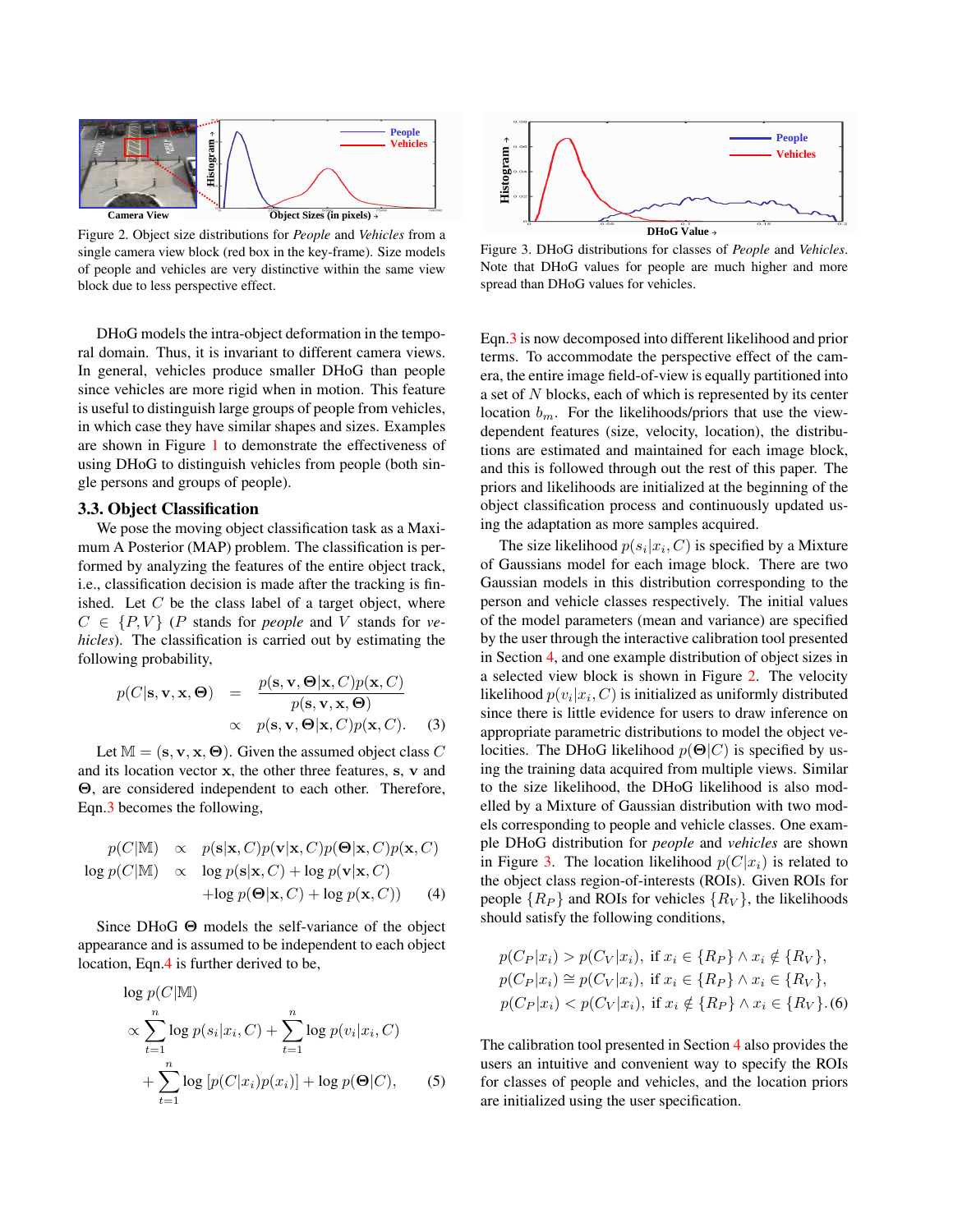Figure 2. Object size distributions for *People* and *Vehicles* from a single camera view block (red box in the key-frame). Size models of people and vehicles are very distinctive within the same view block due to less perspective effect.

Figure 3. DHoG distributions for classes of *People* and *Vehicles*. Note that DHoG values for people are much higher and more spread than DHoG values for vehicles.

DHoG models the intra-object deformation in the temporal domain. Thus, it is invariant to different camera views. In general, vehicles produce smaller DHoG than people since vehicles are more rigid when in motion. This feature is useful to distinguish large groups of people from vehicles, in which case they have similar shapes and sizes. Examples are shown in Figure 1 to demonstrate the effectiveness of using DHoG to distinguish vehicles from people (both single persons and groups of people).

### 3.3. Object Classification

We pose the moving object classification task as a Maximum A Posterior (MAP) problem. The classification is performed by analyzing the features of the entire object track, i.e., classification decision is made after the tracking is finished. Let $C$ be the class label of a target object, where $C \in \{P, V\}$ ($P$ stands for *people* and $V$ stands for *vehicles*). The classification is carried out by estimating the following probability,

$$
\begin{aligned}
p(C|\mathbf{s}, \mathbf{v}, \mathbf{x}, \mathbf{\Theta}) &= \frac{p(\mathbf{s}, \mathbf{v}, \mathbf{\Theta}|\mathbf{x}, C)p(\mathbf{x}, C)}{p(\mathbf{s}, \mathbf{v}, \mathbf{x}, \mathbf{\Theta})} \\
&\propto p(\mathbf{s}, \mathbf{v}, \mathbf{\Theta}|\mathbf{x}, C)p(\mathbf{x}, C). \quad (3)
\end{aligned}
$$

Let $\mathbb{M} = (\mathbf{s}, \mathbf{v}, \mathbf{x}, \mathbf{\Theta})$. Given the assumed object class $C$ and its location vector $\mathbf{x}$, the other three features, $\mathbf{s}$, $\mathbf{v}$ and $\mathbf{\Theta}$, are considered independent to each other. Therefore, Eqn.3 becomes the following,

$$
\begin{aligned}
p(C|\mathbb{M}) &\propto p(\mathbf{s}|\mathbf{x}, C)p(\mathbf{v}|\mathbf{x}, C)p(\mathbf{\Theta}|\mathbf{x}, C)p(\mathbf{x}, C) \\
\log p(C|\mathbb{M}) &\propto \log p(\mathbf{s}|\mathbf{x}, C) + \log p(\mathbf{v}|\mathbf{x}, C) \\
&\quad + \log p(\mathbf{\Theta}|\mathbf{x}, C) + \log p(\mathbf{x}, C)) \quad (4)
\end{aligned}
$$

Since DHoG $\mathbf{\Theta}$ models the self-variance of the object appearance and is assumed to be independent to each object location, Eqn.4 is further derived to be,

$$
\begin{aligned}
&\log p(C|\mathbb{M}) \\
&\propto \sum_{t=1}^{n} \log p(s_i|x_i, C) + \sum_{t=1}^{n} \log p(v_i|x_i, C) \\
&\quad + \sum_{t=1}^{n} \log\left[p(C|x_i)p(x_i)\right] + \log p(\mathbf{\Theta}|C), \quad (5)
\end{aligned}
$$

Eqn.3 is now decomposed into different likelihood and prior terms. To accommodate the perspective effect of the camera, the entire image field-of-view is equally partitioned into a set of $N$ blocks, each of which is represented by its center location $b_m$. For the likelihoods/priors that use the view-dependent features (size, velocity, location), the distributions are estimated and maintained for each image block, and this is followed through out the rest of this paper. The priors and likelihoods are initialized at the beginning of the object classification process and continuously updated using the adaptation as more samples acquired.

The size likelihood $p(s_i|x_i, C)$ is specified by a Mixture of Gaussians model for each image block. There are two Gaussian models in this distribution corresponding to the person and vehicle classes respectively. The initial values of the model parameters (mean and variance) are specified by the user through the interactive calibration tool presented in Section 4, and one example distribution of object sizes in a selected view block is shown in Figure 2. The velocity likelihood $p(v_i|x_i, C)$ is initialized as uniformly distributed since there is little evidence for users to draw inference on appropriate parametric distributions to model the object velocities. The DHoG likelihood $p(\mathbf{\Theta}|C)$ is specified by using the training data acquired from multiple views. Similar to the size likelihood, the DHoG likelihood is also modelled by a Mixture of Gaussian distribution with two models corresponding to people and vehicle classes. One example DHoG distribution for *people* and *vehicles* are shown in Figure 3. The location likelihood $p(C|x_i)$ is related to the object class region-of-interests (ROIs). Given ROIs for people $\{R_P\}$ and ROIs for vehicles $\{R_V\}$, the likelihoods should satisfy the following conditions,

$$
\begin{aligned}
&p(C_P|x_i) > p(C_V|x_i), \text{ if } x_i \in \{R_P\} \wedge x_i \notin \{R_V\}, \\
&p(C_P|x_i) \cong p(C_V|x_i), \text{ if } x_i \in \{R_P\} \wedge x_i \in \{R_V\}, \\
&p(C_P|x_i) < p(C_V|x_i), \text{ if } x_i \notin \{R_P\} \wedge x_i \in \{R_V\}. \quad (6)
\end{aligned}
$$

The calibration tool presented in Section 4 also provides the users an intuitive and convenient way to specify the ROIs for classes of people and vehicles, and the location priors are initialized using the user specification.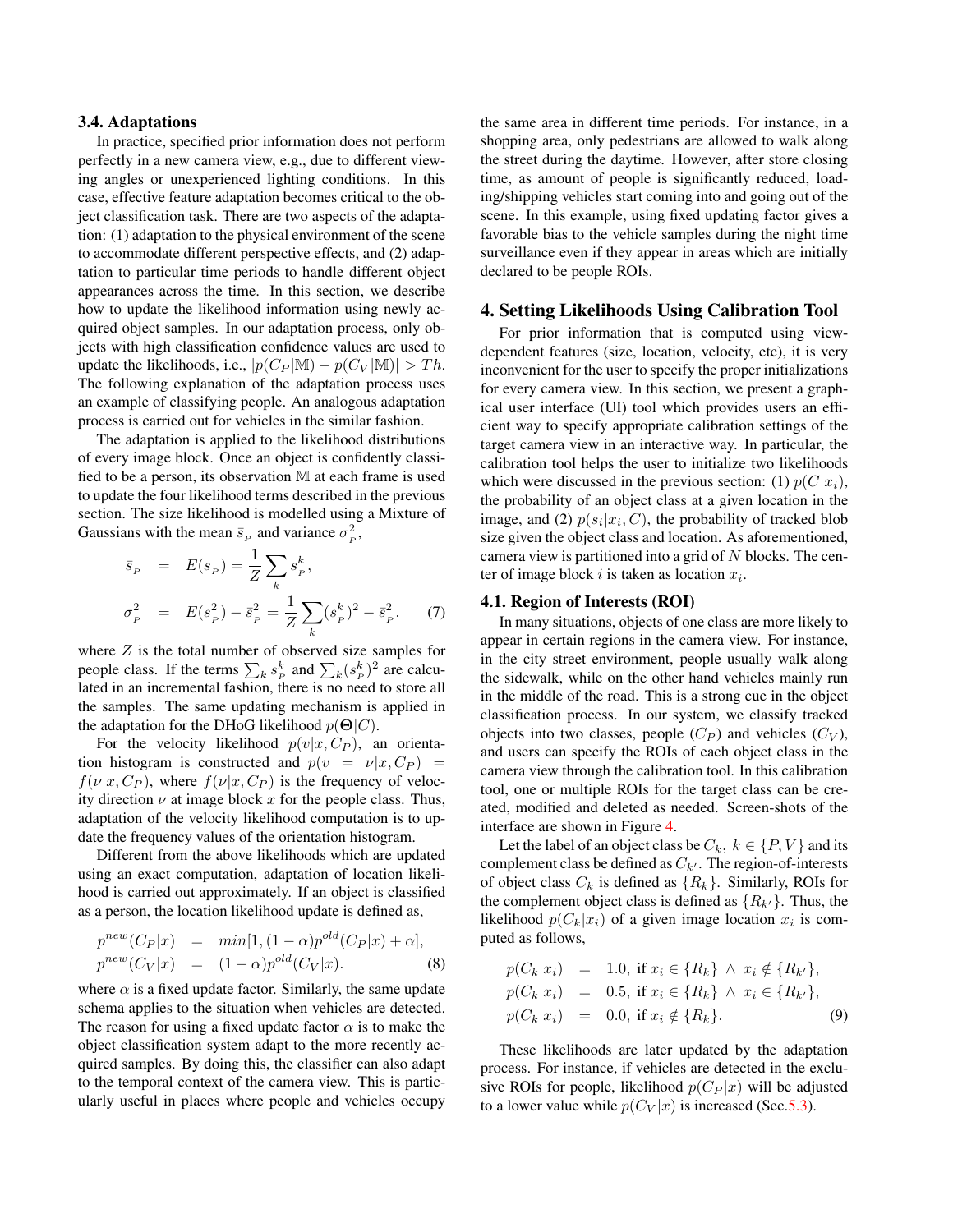### 3.4. Adaptations

In practice, specified prior information does not perform perfectly in a new camera view, e.g., due to different viewing angles or unexperienced lighting conditions. In this case, effective feature adaptation becomes critical to the object classification task. There are two aspects of the adaptation: (1) adaptation to the physical environment of the scene to accommodate different perspective effects, and (2) adaptation to particular time periods to handle different object appearances across the time. In this section, we describe how to update the likelihood information using newly acquired object samples. In our adaptation process, only objects with high classification confidence values are used to update the likelihoods, i.e., $|p(C_P|\mathbb{M}) - p(C_V|\mathbb{M})| > Th$. The following explanation of the adaptation process uses an example of classifying people. An analogous adaptation process is carried out for vehicles in the similar fashion.

The adaptation is applied to the likelihood distributions of every image block. Once an object is confidently classified to be a person, its observation $\mathbb{M}$ at each frame is used to update the four likelihood terms described in the previous section. The size likelihood is modelled using a Mixture of Gaussians with the mean $\bar{s}_P$ and variance $\sigma_P^2$,

$$
\begin{aligned}
\bar{s}_P &= E(s_P) = \frac{1}{Z}\sum_k s_P^k, \\
\sigma_P^2 &= E(s_P^2) - \bar{s}_P^2 = \frac{1}{Z}\sum_k (s_P^k)^2 - \bar{s}_P^2. \qquad (7)
\end{aligned}
$$

where $Z$ is the total number of observed size samples for people class. If the terms $\sum_k s_P^k$ and $\sum_k (s_P^k)^2$ are calculated in an incremental fashion, there is no need to store all the samples. The same updating mechanism is applied in the adaptation for the DHoG likelihood $p(\mathbf{\Theta}|C)$.

For the velocity likelihood $p(v|x, C_P)$, an orientation histogram is constructed and $p(v = \nu|x, C_P) = f(\nu|x, C_P)$, where $f(\nu|x, C_P)$ is the frequency of velocity direction $\nu$ at image block $x$ for the people class. Thus, adaptation of the velocity likelihood computation is to update the frequency values of the orientation histogram.

Different from the above likelihoods which are updated using an exact computation, adaptation of location likelihood is carried out approximately. If an object is classified as a person, the location likelihood update is defined as,

$$
\begin{aligned}
p^{new}(C_P|x) &= min[1, (1-\alpha)p^{old}(C_P|x) + \alpha], \\
p^{new}(C_V|x) &= (1-\alpha)p^{old}(C_V|x). \qquad (8)
\end{aligned}
$$

where $\alpha$ is a fixed update factor. Similarly, the same update schema applies to the situation when vehicles are detected. The reason for using a fixed update factor $\alpha$ is to make the object classification system adapt to the more recently acquired samples. By doing this, the classifier can also adapt to the temporal context of the camera view. This is particularly useful in places where people and vehicles occupy the same area in different time periods. For instance, in a shopping area, only pedestrians are allowed to walk along the street during the daytime. However, after store closing time, as amount of people is significantly reduced, loading/shipping vehicles start coming into and going out of the scene. In this example, using fixed updating factor gives a favorable bias to the vehicle samples during the night time surveillance even if they appear in areas which are initially declared to be people ROIs.

## 4. Setting Likelihoods Using Calibration Tool

For prior information that is computed using view-dependent features (size, location, velocity, etc), it is very inconvenient for the user to specify the proper initializations for every camera view. In this section, we present a graphical user interface (UI) tool which provides users an efficient way to specify appropriate calibration settings of the target camera view in an interactive way. In particular, the calibration tool helps the user to initialize two likelihoods which were discussed in the previous section: (1) $p(C|x_i)$, the probability of an object class at a given location in the image, and (2) $p(s_i|x_i, C)$, the probability of tracked blob size given the object class and location. As aforementioned, camera view is partitioned into a grid of $N$ blocks. The center of image block $i$ is taken as location $x_i$.

### 4.1. Region of Interests (ROI)

In many situations, objects of one class are more likely to appear in certain regions in the camera view. For instance, in the city street environment, people usually walk along the sidewalk, while on the other hand vehicles mainly run in the middle of the road. This is a strong cue in the object classification process. In our system, we classify tracked objects into two classes, people ($C_P$) and vehicles ($C_V$), and users can specify the ROIs of each object class in the camera view through the calibration tool. In this calibration tool, one or multiple ROIs for the target class can be created, modified and deleted as needed. Screen-shots of the interface are shown in Figure 4.

Let the label of an object class be $C_k,\ k \in \{P, V\}$ and its complement class be defined as $C_{k'}$. The region-of-interests of object class $C_k$ is defined as $\{R_k\}$. Similarly, ROIs for the complement object class is defined as $\{R_{k'}\}$. Thus, the likelihood $p(C_k|x_i)$ of a given image location $x_i$ is computed as follows,

$$
\begin{aligned}
p(C_k|x_i) &= 1.0, \text{ if } x_i \in \{R_k\} \,\wedge\, x_i \notin \{R_{k'}\}, \\
p(C_k|x_i) &= 0.5, \text{ if } x_i \in \{R_k\} \,\wedge\, x_i \in \{R_{k'}\}, \\
p(C_k|x_i) &= 0.0, \text{ if } x_i \notin \{R_k\}. \qquad (9)
\end{aligned}
$$

These likelihoods are later updated by the adaptation process. For instance, if vehicles are detected in the exclusive ROIs for people, likelihood $p(C_P|x)$ will be adjusted to a lower value while $p(C_V|x)$ is increased (Sec.5.3).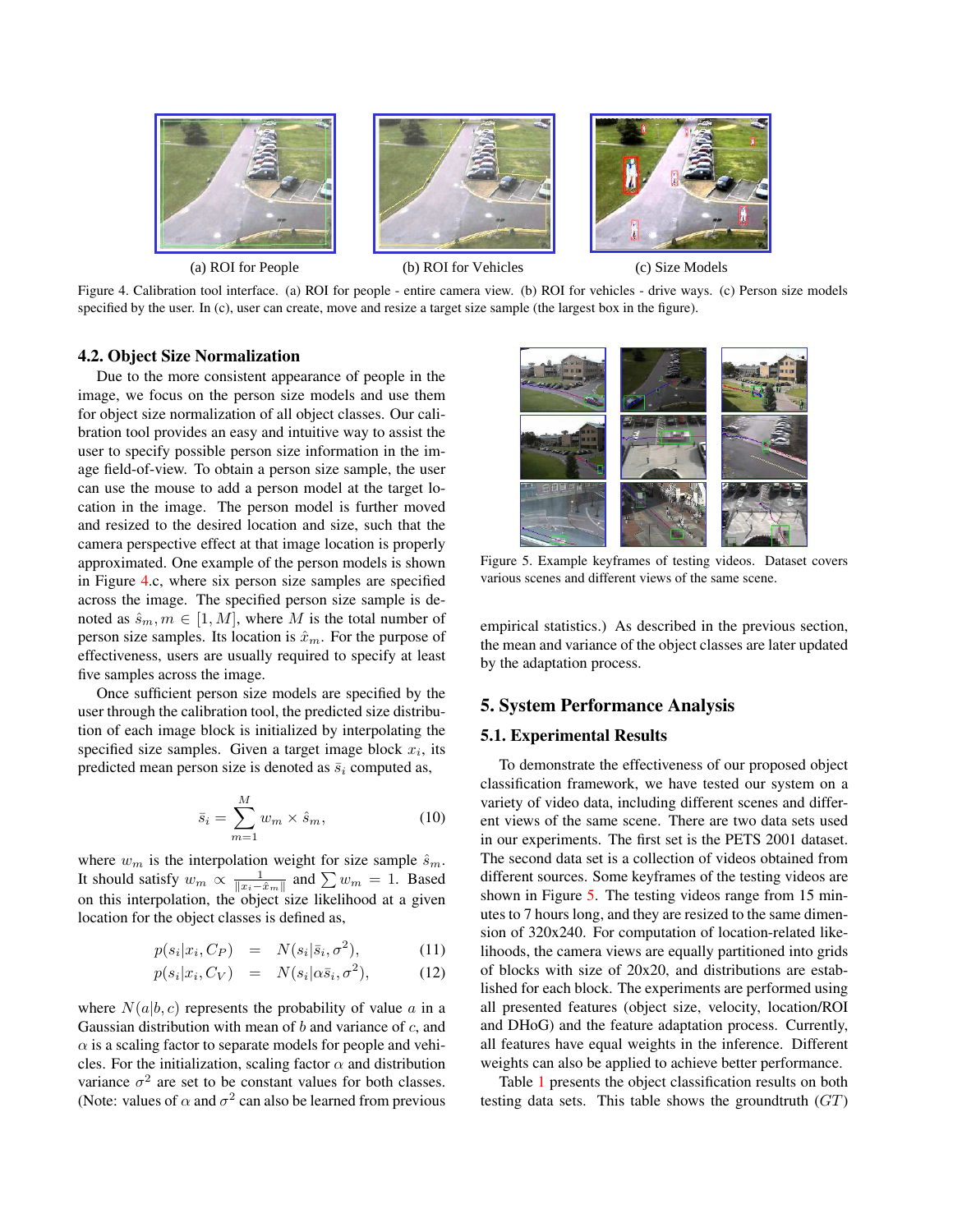(a) ROI for People

(b) ROI for Vehicles

(c) Size Models

Figure 4. Calibration tool interface. (a) ROI for people - entire camera view. (b) ROI for vehicles - drive ways. (c) Person size models specified by the user. In (c), user can create, move and resize a target size sample (the largest box in the figure).

### 4.2. Object Size Normalization

Due to the more consistent appearance of people in the image, we focus on the person size models and use them for object size normalization of all object classes. Our calibration tool provides an easy and intuitive way to assist the user to specify possible person size information in the image field-of-view. To obtain a person size sample, the user can use the mouse to add a person model at the target location in the image. The person model is further moved and resized to the desired location and size, such that the camera perspective effect at that image location is properly approximated. One example of the person models is shown in Figure 4.c, where six person size samples are specified across the image. The specified person size sample is denoted as $\hat{s}_m, m \in [1, M]$, where $M$ is the total number of person size samples. Its location is $\hat{x}_m$. For the purpose of effectiveness, users are usually required to specify at least five samples across the image.

Once sufficient person size models are specified by the user through the calibration tool, the predicted size distribution of each image block is initialized by interpolating the specified size samples. Given a target image block $x_i$, its predicted mean person size is denoted as $\bar{s}_i$ computed as,

$$\bar{s}_i = \sum_{m=1}^{M} w_m \times \hat{s}_m, \tag{10}$$

where $w_m$ is the interpolation weight for size sample $\hat{s}_m$. It should satisfy $w_m \propto \frac{1}{\|x_i - \hat{x}_m\|}$ and $\sum w_m = 1$. Based on this interpolation, the object size likelihood at a given location for the object classes is defined as,

$$p(s_i|x_i, C_P) = N(s_i|\bar{s}_i, \sigma^2), \tag{11}$$

$$p(s_i|x_i, C_V) = N(s_i|\alpha\bar{s}_i, \sigma^2), \tag{12}$$

where $N(a|b, c)$ represents the probability of value $a$ in a Gaussian distribution with mean of $b$ and variance of $c$, and $\alpha$ is a scaling factor to separate models for people and vehicles. For the initialization, scaling factor $\alpha$ and distribution variance $\sigma^2$ are set to be constant values for both classes. (Note: values of $\alpha$ and $\sigma^2$ can also be learned from previous empirical statistics.) As described in the previous section, the mean and variance of the object classes are later updated by the adaptation process.

Figure 5. Example keyframes of testing videos. Dataset covers various scenes and different views of the same scene.

## 5. System Performance Analysis

### 5.1. Experimental Results

To demonstrate the effectiveness of our proposed object classification framework, we have tested our system on a variety of video data, including different scenes and different views of the same scene. There are two data sets used in our experiments. The first set is the PETS 2001 dataset. The second data set is a collection of videos obtained from different sources. Some keyframes of the testing videos are shown in Figure 5. The testing videos range from 15 minutes to 7 hours long, and they are resized to the same dimension of 320x240. For computation of location-related likelihoods, the camera views are equally partitioned into grids of blocks with size of 20x20, and distributions are established for each block. The experiments are performed using all presented features (object size, velocity, location/ROI and DHoG) and the feature adaptation process. Currently, all features have equal weights in the inference. Different weights can also be applied to achieve better performance.

Table 1 presents the object classification results on both testing data sets. This table shows the groundtruth ($GT$)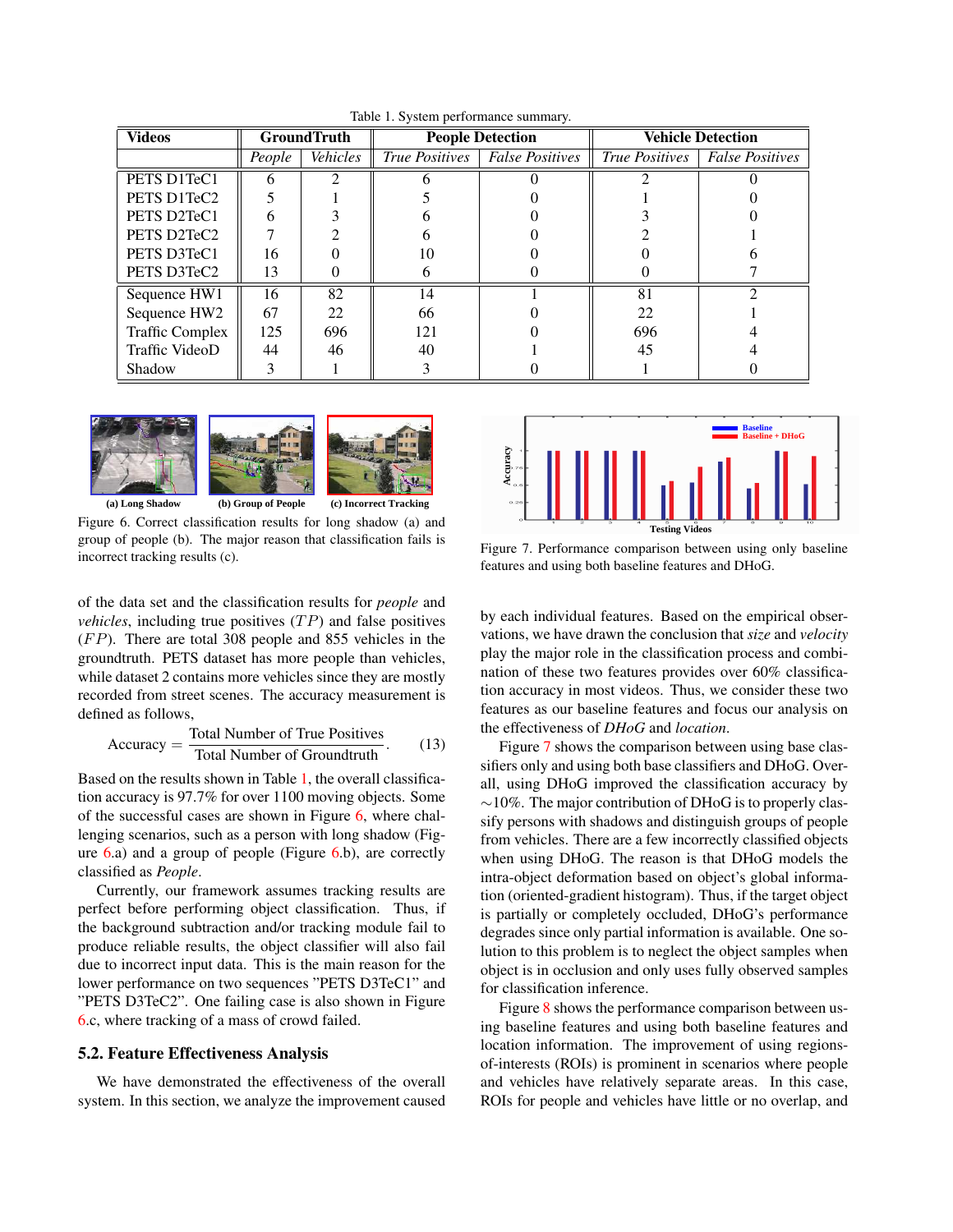Table 1. System performance summary.

| Videos | GroundTruth | | People Detection | | Vehicle Detection | |
|---|---|---|---|---|---|---|
| | *People* | *Vehicles* | *True Positives* | *False Positives* | *True Positives* | *False Positives* |
| PETS D1TeC1 | 6 | 2 | 6 | 0 | 2 | 0 |
| PETS D1TeC2 | 5 | 1 | 5 | 0 | 1 | 0 |
| PETS D2TeC1 | 6 | 3 | 6 | 0 | 3 | 0 |
| PETS D2TeC2 | 7 | 2 | 6 | 0 | 2 | 1 |
| PETS D3TeC1 | 16 | 0 | 10 | 0 | 0 | 6 |
| PETS D3TeC2 | 13 | 0 | 6 | 0 | 0 | 7 |
| Sequence HW1 | 16 | 82 | 14 | 1 | 81 | 2 |
| Sequence HW2 | 67 | 22 | 66 | 0 | 22 | 1 |
| Traffic Complex | 125 | 696 | 121 | 0 | 696 | 4 |
| Traffic VideoD | 44 | 46 | 40 | 1 | 45 | 4 |
| Shadow | 3 | 1 | 3 | 0 | 1 | 0 |

(a) Long Shadow (b) Group of People (c) Incorrect Tracking

Figure 6. Correct classification results for long shadow (a) and group of people (b). The major reason that classification fails is incorrect tracking results (c).

Figure 7. Performance comparison between using only baseline features and using both baseline features and DHoG.

of the data set and the classification results for *people* and *vehicles*, including true positives ($TP$) and false positives ($FP$). There are total 308 people and 855 vehicles in the groundtruth. PETS dataset has more people than vehicles, while dataset 2 contains more vehicles since they are mostly recorded from street scenes. The accuracy measurement is defined as follows,

$$\text{Accuracy} = \frac{\text{Total Number of True Positives}}{\text{Total Number of Groundtruth}}. \quad (13)$$

Based on the results shown in Table 1, the overall classification accuracy is 97.7% for over 1100 moving objects. Some of the successful cases are shown in Figure 6, where challenging scenarios, such as a person with long shadow (Figure 6.a) and a group of people (Figure 6.b), are correctly classified as *People*.

Currently, our framework assumes tracking results are perfect before performing object classification. Thus, if the background subtraction and/or tracking module fail to produce reliable results, the object classifier will also fail due to incorrect input data. This is the main reason for the lower performance on two sequences "PETS D3TeC1" and "PETS D3TeC2". One failing case is also shown in Figure 6.c, where tracking of a mass of crowd failed.

### 5.2. Feature Effectiveness Analysis

We have demonstrated the effectiveness of the overall system. In this section, we analyze the improvement caused by each individual features. Based on the empirical observations, we have drawn the conclusion that *size* and *velocity* play the major role in the classification process and combination of these two features provides over 60% classification accuracy in most videos. Thus, we consider these two features as our baseline features and focus our analysis on the effectiveness of *DHoG* and *location.*

Figure 7 shows the comparison between using base classifiers only and using both base classifiers and DHoG. Overall, using DHoG improved the classification accuracy by $\sim$10%. The major contribution of DHoG is to properly classify persons with shadows and distinguish groups of people from vehicles. There are a few incorrectly classified objects when using DHoG. The reason is that DHoG models the intra-object deformation based on object's global information (oriented-gradient histogram). Thus, if the target object is partially or completely occluded, DHoG's performance degrades since only partial information is available. One solution to this problem is to neglect the object samples when object is in occlusion and only uses fully observed samples for classification inference.

Figure 8 shows the performance comparison between using baseline features and using both baseline features and location information. The improvement of using regions-of-interests (ROIs) is prominent in scenarios where people and vehicles have relatively separate areas. In this case, ROIs for people and vehicles have little or no overlap, and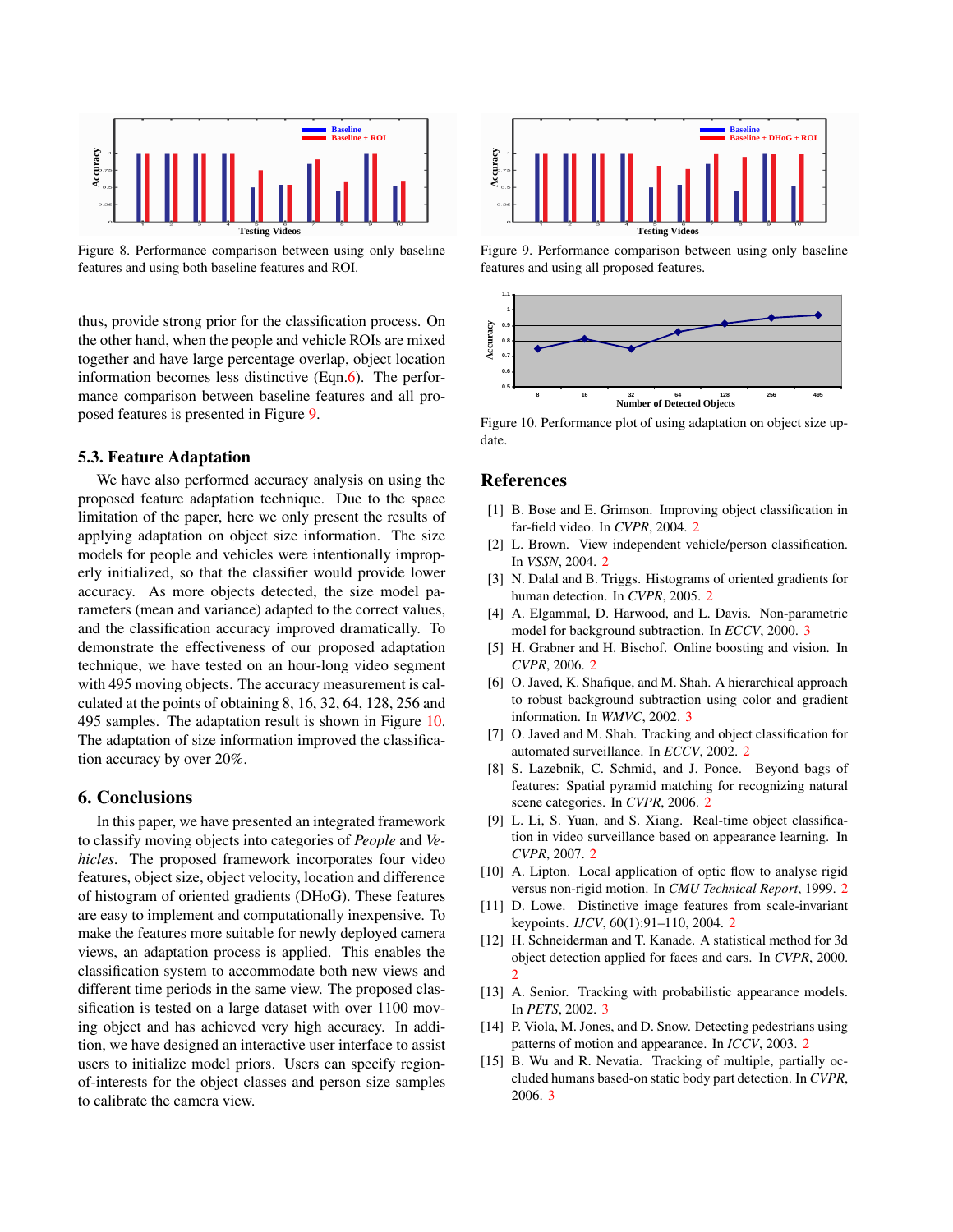Accuracy

Baseline
Baseline + ROI

Testing Videos

Figure 8. Performance comparison between using only baseline features and using both baseline features and ROI.

Accuracy

Baseline
Baseline + DHoG + ROI

Testing Videos

Figure 9. Performance comparison between using only baseline features and using all proposed features.

Accuracy

Number of Detected Objects

Figure 10. Performance plot of using adaptation on object size update.

thus, provide strong prior for the classification process. On the other hand, when the people and vehicle ROIs are mixed together and have large percentage overlap, object location information becomes less distinctive (Eqn.6). The performance comparison between baseline features and all proposed features is presented in Figure 9.

### 5.3. Feature Adaptation

We have also performed accuracy analysis on using the proposed feature adaptation technique. Due to the space limitation of the paper, here we only present the results of applying adaptation on object size information. The size models for people and vehicles were intentionally improperly initialized, so that the classifier would provide lower accuracy. As more objects detected, the size model parameters (mean and variance) adapted to the correct values, and the classification accuracy improved dramatically. To demonstrate the effectiveness of our proposed adaptation technique, we have tested on an hour-long video segment with 495 moving objects. The accuracy measurement is calculated at the points of obtaining 8, 16, 32, 64, 128, 256 and 495 samples. The adaptation result is shown in Figure 10. The adaptation of size information improved the classification accuracy by over 20%.

## 6. Conclusions

In this paper, we have presented an integrated framework to classify moving objects into categories of *People* and *Vehicles*. The proposed framework incorporates four video features, object size, object velocity, location and difference of histogram of oriented gradients (DHoG). These features are easy to implement and computationally inexpensive. To make the features more suitable for newly deployed camera views, an adaptation process is applied. This enables the classification system to accommodate both new views and different time periods in the same view. The proposed classification is tested on a large dataset with over 1100 moving object and has achieved very high accuracy. In addition, we have designed an interactive user interface to assist users to initialize model priors. Users can specify region-of-interests for the object classes and person size samples to calibrate the camera view.

## References

[1] B. Bose and E. Grimson. Improving object classification in far-field video. In *CVPR*, 2004. 2

[2] L. Brown. View independent vehicle/person classification. In *VSSN*, 2004. 2

[3] N. Dalal and B. Triggs. Histograms of oriented gradients for human detection. In *CVPR*, 2005. 2

[4] A. Elgammal, D. Harwood, and L. Davis. Non-parametric model for background subtraction. In *ECCV*, 2000. 3

[5] H. Grabner and H. Bischof. Online boosting and vision. In *CVPR*, 2006. 2

[6] O. Javed, K. Shafique, and M. Shah. A hierarchical approach to robust background subtraction using color and gradient information. In *WMVC*, 2002. 3

[7] O. Javed and M. Shah. Tracking and object classification for automated surveillance. In *ECCV*, 2002. 2

[8] S. Lazebnik, C. Schmid, and J. Ponce. Beyond bags of features: Spatial pyramid matching for recognizing natural scene categories. In *CVPR*, 2006. 2

[9] L. Li, S. Yuan, and S. Xiang. Real-time object classification in video surveillance based on appearance learning. In *CVPR*, 2007. 2

[10] A. Lipton. Local application of optic flow to analyse rigid versus non-rigid motion. In *CMU Technical Report*, 1999. 2

[11] D. Lowe. Distinctive image features from scale-invariant keypoints. *IJCV*, 60(1):91–110, 2004. 2

[12] H. Schneiderman and T. Kanade. A statistical method for 3d object detection applied for faces and cars. In *CVPR*, 2000. 2

[13] A. Senior. Tracking with probabilistic appearance models. In *PETS*, 2002. 3

[14] P. Viola, M. Jones, and D. Snow. Detecting pedestrians using patterns of motion and appearance. In *ICCV*, 2003. 2

[15] B. Wu and R. Nevatia. Tracking of multiple, partially occluded humans based-on static body part detection. In *CVPR*, 2006. 3